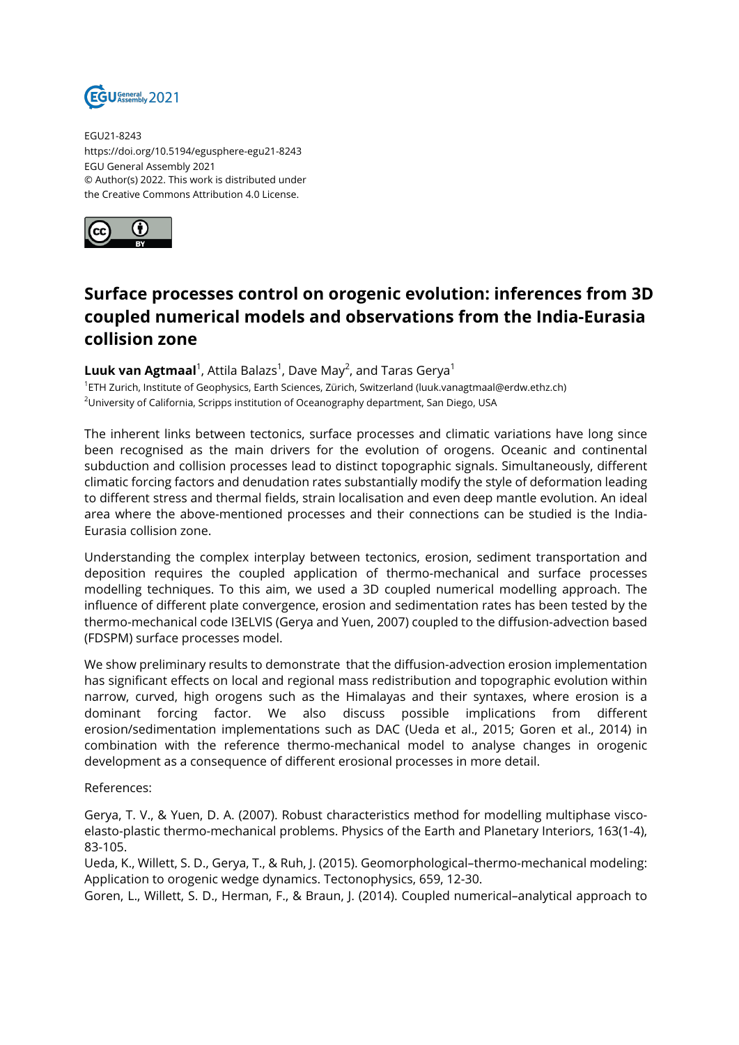EGU21-8243
https://doi.org/10.5194/egusphere-egu21-8243
EGU General Assembly 2021
© Author(s) 2022. This work is distributed under
the Creative Commons Attribution 4.0 License.

# Surface processes control on orogenic evolution: inferences from 3D coupled numerical models and observations from the India-Eurasia collision zone

**Luuk van Agtmaal**[1], Attila Balazs[1], Dave May[2], and Taras Gerya[1]

[1]ETH Zurich, Institute of Geophysics, Earth Sciences, Zürich, Switzerland (luuk.vanagtmaal@erdw.ethz.ch)
[2]University of California, Scripps institution of Oceanography department, San Diego, USA

The inherent links between tectonics, surface processes and climatic variations have long since been recognised as the main drivers for the evolution of orogens. Oceanic and continental subduction and collision processes lead to distinct topographic signals. Simultaneously, different climatic forcing factors and denudation rates substantially modify the style of deformation leading to different stress and thermal fields, strain localisation and even deep mantle evolution. An ideal area where the above-mentioned processes and their connections can be studied is the India-Eurasia collision zone.

Understanding the complex interplay between tectonics, erosion, sediment transportation and deposition requires the coupled application of thermo-mechanical and surface processes modelling techniques. To this aim, we used a 3D coupled numerical modelling approach. The influence of different plate convergence, erosion and sedimentation rates has been tested by the thermo-mechanical code I3ELVIS (Gerya and Yuen, 2007) coupled to the diffusion-advection based (FDSPM) surface processes model.

We show preliminary results to demonstrate that the diffusion-advection erosion implementation has significant effects on local and regional mass redistribution and topographic evolution within narrow, curved, high orogens such as the Himalayas and their syntaxes, where erosion is a dominant forcing factor. We also discuss possible implications from different erosion/sedimentation implementations such as DAC (Ueda et al., 2015; Goren et al., 2014) in combination with the reference thermo-mechanical model to analyse changes in orogenic development as a consequence of different erosional processes in more detail.

References:

Gerya, T. V., & Yuen, D. A. (2007). Robust characteristics method for modelling multiphase visco-elasto-plastic thermo-mechanical problems. Physics of the Earth and Planetary Interiors, 163(1-4), 83-105.
Ueda, K., Willett, S. D., Gerya, T., & Ruh, J. (2015). Geomorphological–thermo-mechanical modeling: Application to orogenic wedge dynamics. Tectonophysics, 659, 12-30.
Goren, L., Willett, S. D., Herman, F., & Braun, J. (2014). Coupled numerical–analytical approach to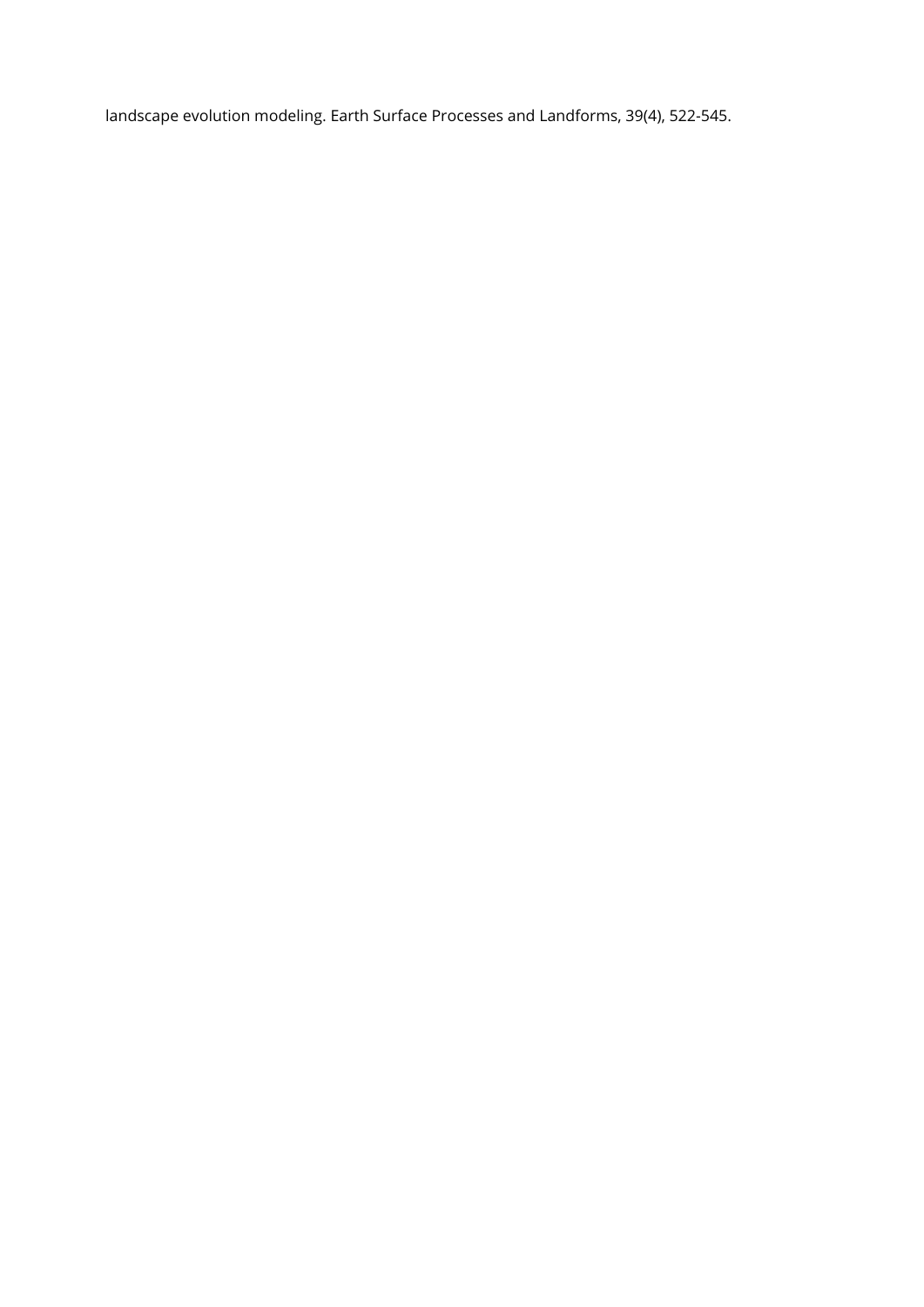landscape evolution modeling. Earth Surface Processes and Landforms, 39(4), 522-545.